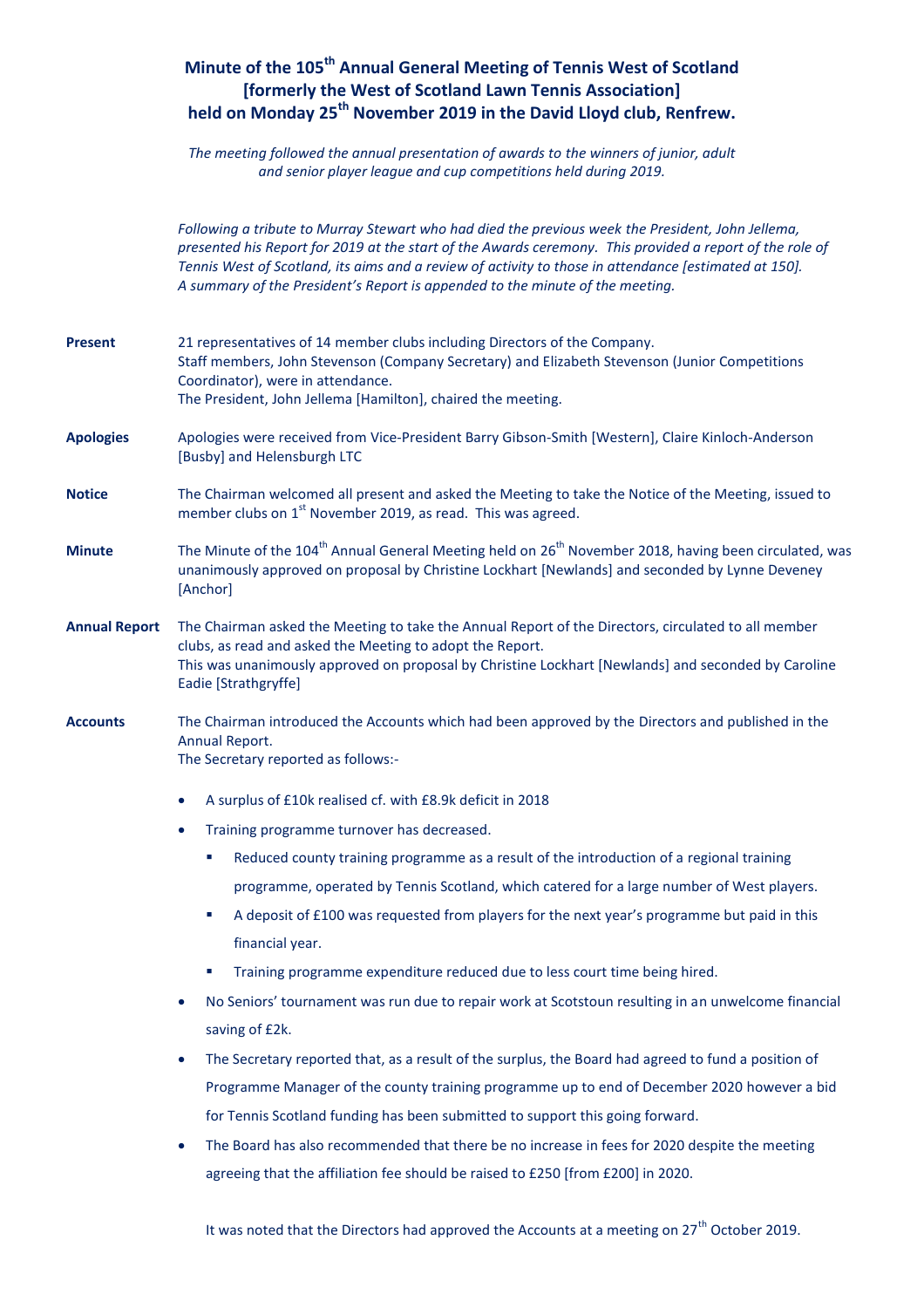# Minute of the 105th Annual General Meeting of Tennis West of Scotland [formerly the West of Scotland Lawn Tennis Association] held on Monday 25th November 2019 in the David Lloyd club, Renfrew.

*The meeting followed the annual presentation of awards to the winners of junior, adult and senior player league and cup competitions held during 2019.*

*Following a tribute to Murray Stewart who had died the previous week the President, John Jellema, presented his Report for 2019 at the start of the Awards ceremony. This provided a report of the role of Tennis West of Scotland, its aims and a review of activity to those in attendance [estimated at 150]. A summary of the President's Report is appended to the minute of the meeting.*

**Present**

21 representatives of 14 member clubs including Directors of the Company.
Staff members, John Stevenson (Company Secretary) and Elizabeth Stevenson (Junior Competitions Coordinator), were in attendance.
The President, John Jellema [Hamilton], chaired the meeting.

**Apologies**

Apologies were received from Vice-President Barry Gibson-Smith [Western], Claire Kinloch-Anderson [Busby] and Helensburgh LTC

**Notice**

The Chairman welcomed all present and asked the Meeting to take the Notice of the Meeting, issued to member clubs on 1st November 2019, as read. This was agreed.

**Minute**

The Minute of the 104th Annual General Meeting held on 26th November 2018, having been circulated, was unanimously approved on proposal by Christine Lockhart [Newlands] and seconded by Lynne Deveney [Anchor]

**Annual Report**

The Chairman asked the Meeting to take the Annual Report of the Directors, circulated to all member clubs, as read and asked the Meeting to adopt the Report.
This was unanimously approved on proposal by Christine Lockhart [Newlands] and seconded by Caroline Eadie [Strathgryffe]

**Accounts**

The Chairman introduced the Accounts which had been approved by the Directors and published in the Annual Report.
The Secretary reported as follows:-

- A surplus of £10k realised cf. with £8.9k deficit in 2018
- Training programme turnover has decreased.
  - Reduced county training programme as a result of the introduction of a regional training programme, operated by Tennis Scotland, which catered for a large number of West players.
  - A deposit of £100 was requested from players for the next year's programme but paid in this financial year.
  - Training programme expenditure reduced due to less court time being hired.
- No Seniors' tournament was run due to repair work at Scotstoun resulting in an unwelcome financial saving of £2k.
- The Secretary reported that, as a result of the surplus, the Board had agreed to fund a position of Programme Manager of the county training programme up to end of December 2020 however a bid for Tennis Scotland funding has been submitted to support this going forward.
- The Board has also recommended that there be no increase in fees for 2020 despite the meeting agreeing that the affiliation fee should be raised to £250 [from £200] in 2020.

It was noted that the Directors had approved the Accounts at a meeting on 27th October 2019.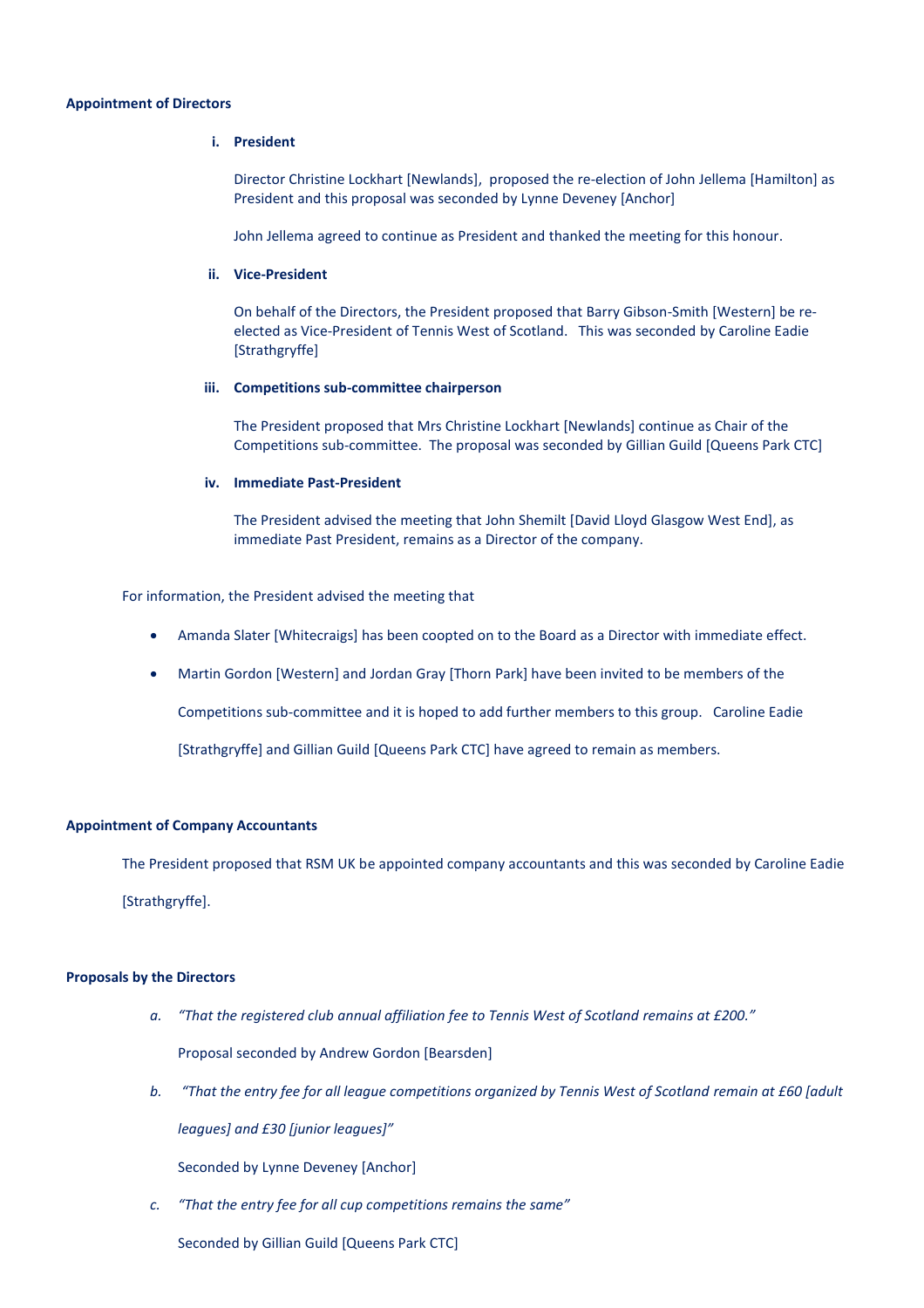**Appointment of Directors**

i. **President**

Director Christine Lockhart [Newlands], proposed the re-election of John Jellema [Hamilton] as President and this proposal was seconded by Lynne Deveney [Anchor]

John Jellema agreed to continue as President and thanked the meeting for this honour.

ii. **Vice-President**

On behalf of the Directors, the President proposed that Barry Gibson-Smith [Western] be re-elected as Vice-President of Tennis West of Scotland. This was seconded by Caroline Eadie [Strathgryffe]

iii. **Competitions sub-committee chairperson**

The President proposed that Mrs Christine Lockhart [Newlands] continue as Chair of the Competitions sub-committee. The proposal was seconded by Gillian Guild [Queens Park CTC]

iv. **Immediate Past-President**

The President advised the meeting that John Shemilt [David Lloyd Glasgow West End], as immediate Past President, remains as a Director of the company.

For information, the President advised the meeting that

- Amanda Slater [Whitecraigs] has been coopted on to the Board as a Director with immediate effect.
- Martin Gordon [Western] and Jordan Gray [Thorn Park] have been invited to be members of the Competitions sub-committee and it is hoped to add further members to this group. Caroline Eadie [Strathgryffe] and Gillian Guild [Queens Park CTC] have agreed to remain as members.

**Appointment of Company Accountants**

The President proposed that RSM UK be appointed company accountants and this was seconded by Caroline Eadie [Strathgryffe].

**Proposals by the Directors**

a. *"That the registered club annual affiliation fee to Tennis West of Scotland remains at £200."*

   Proposal seconded by Andrew Gordon [Bearsden]

b. *"That the entry fee for all league competitions organized by Tennis West of Scotland remain at £60 [adult leagues] and £30 [junior leagues]"*

   Seconded by Lynne Deveney [Anchor]

c. *"That the entry fee for all cup competitions remains the same"*

   Seconded by Gillian Guild [Queens Park CTC]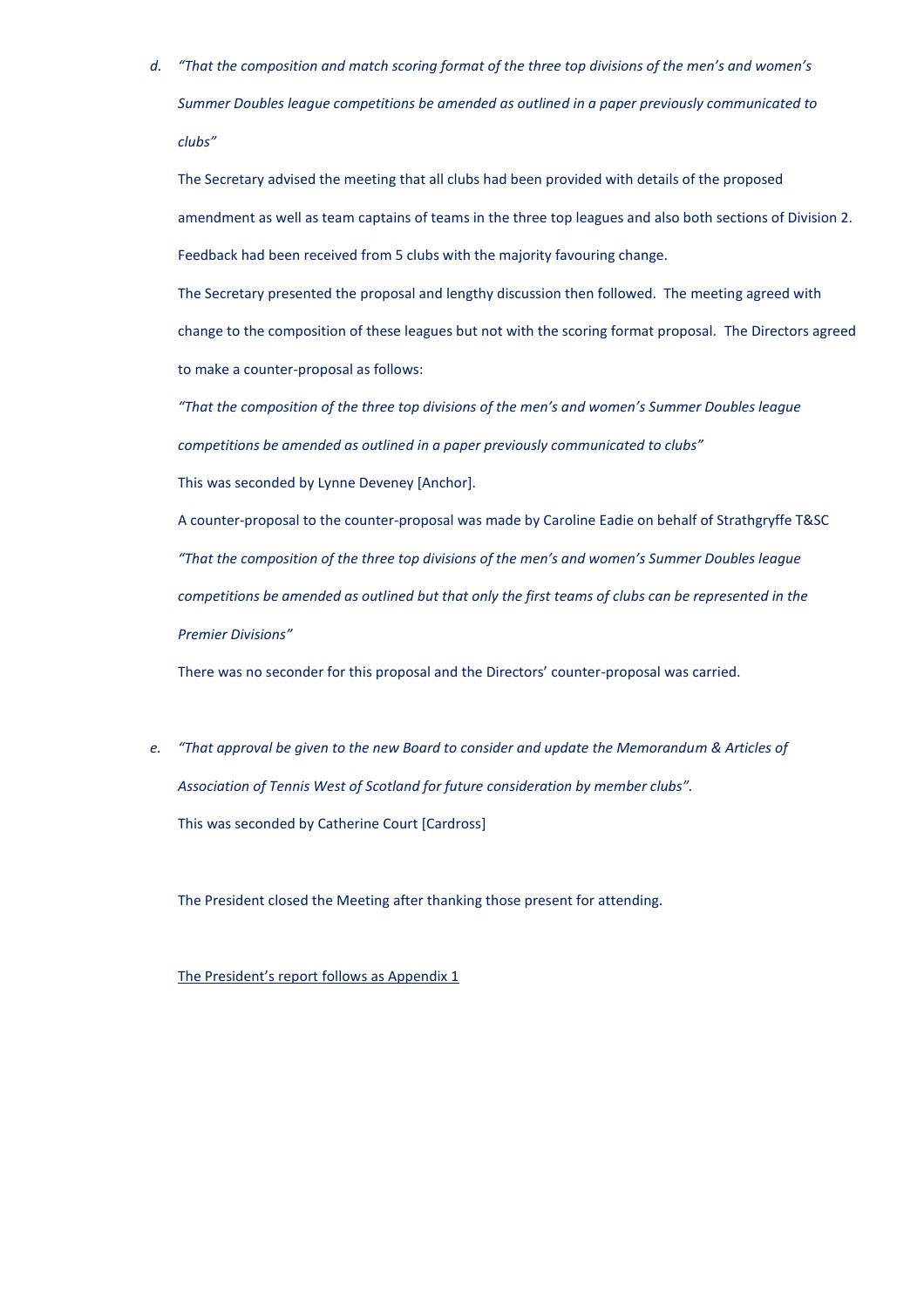d. *"That the composition and match scoring format of the three top divisions of the men's and women's Summer Doubles league competitions be amended as outlined in a paper previously communicated to clubs"*

   The Secretary advised the meeting that all clubs had been provided with details of the proposed amendment as well as team captains of teams in the three top leagues and also both sections of Division 2. Feedback had been received from 5 clubs with the majority favouring change.

   The Secretary presented the proposal and lengthy discussion then followed. The meeting agreed with change to the composition of these leagues but not with the scoring format proposal. The Directors agreed to make a counter-proposal as follows:

   *"That the composition of the three top divisions of the men's and women's Summer Doubles league competitions be amended as outlined in a paper previously communicated to clubs"*

   This was seconded by Lynne Deveney [Anchor].

   A counter-proposal to the counter-proposal was made by Caroline Eadie on behalf of Strathgryffe T&SC

   *"That the composition of the three top divisions of the men's and women's Summer Doubles league competitions be amended as outlined but that only the first teams of clubs can be represented in the Premier Divisions"*

   There was no seconder for this proposal and the Directors' counter-proposal was carried.

e. *"That approval be given to the new Board to consider and update the Memorandum & Articles of Association of Tennis West of Scotland for future consideration by member clubs".*

   This was seconded by Catherine Court [Cardross]

The President closed the Meeting after thanking those present for attending.

<u>The President's report follows as Appendix 1</u>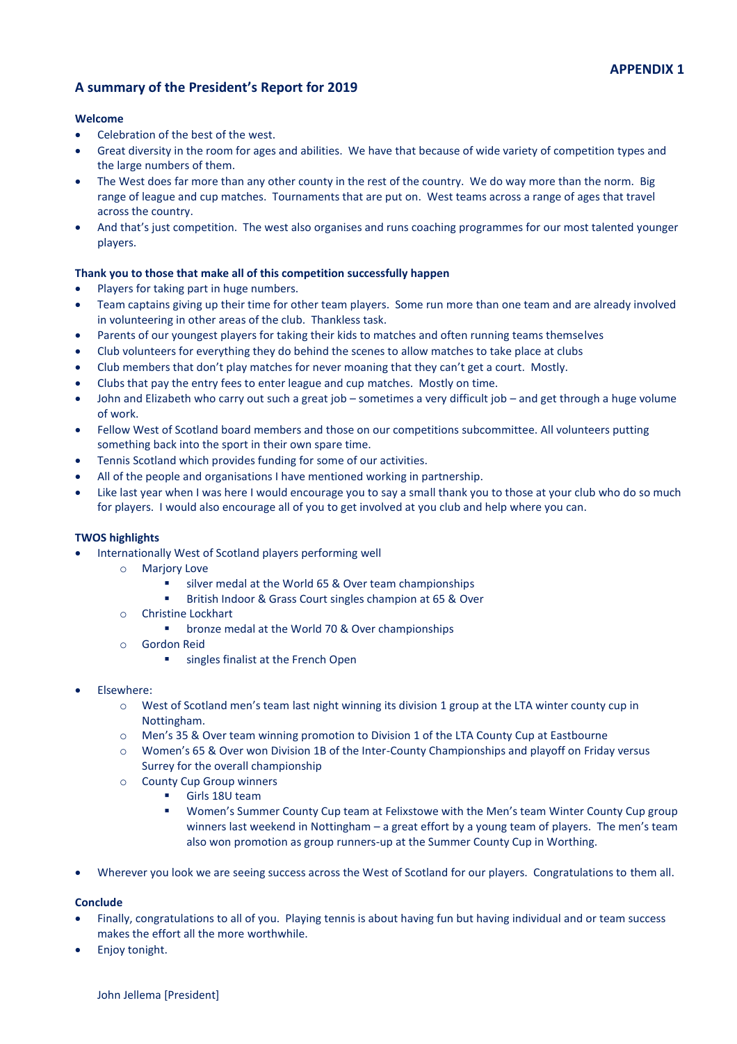**APPENDIX 1**

## A summary of the President's Report for 2019

**Welcome**

- Celebration of the best of the west.
- Great diversity in the room for ages and abilities. We have that because of wide variety of competition types and the large numbers of them.
- The West does far more than any other county in the rest of the country. We do way more than the norm. Big range of league and cup matches. Tournaments that are put on. West teams across a range of ages that travel across the country.
- And that's just competition. The west also organises and runs coaching programmes for our most talented younger players.

**Thank you to those that make all of this competition successfully happen**

- Players for taking part in huge numbers.
- Team captains giving up their time for other team players. Some run more than one team and are already involved in volunteering in other areas of the club. Thankless task.
- Parents of our youngest players for taking their kids to matches and often running teams themselves
- Club volunteers for everything they do behind the scenes to allow matches to take place at clubs
- Club members that don't play matches for never moaning that they can't get a court. Mostly.
- Clubs that pay the entry fees to enter league and cup matches. Mostly on time.
- John and Elizabeth who carry out such a great job – sometimes a very difficult job – and get through a huge volume of work.
- Fellow West of Scotland board members and those on our competitions subcommittee. All volunteers putting something back into the sport in their own spare time.
- Tennis Scotland which provides funding for some of our activities.
- All of the people and organisations I have mentioned working in partnership.
- Like last year when I was here I would encourage you to say a small thank you to those at your club who do so much for players. I would also encourage all of you to get involved at you club and help where you can.

**TWOS highlights**

- Internationally West of Scotland players performing well
  - Marjory Love
    - silver medal at the World 65 & Over team championships
    - British Indoor & Grass Court singles champion at 65 & Over
  - Christine Lockhart
    - bronze medal at the World 70 & Over championships
  - Gordon Reid
    - singles finalist at the French Open

- Elsewhere:
  - West of Scotland men's team last night winning its division 1 group at the LTA winter county cup in Nottingham.
  - Men's 35 & Over team winning promotion to Division 1 of the LTA County Cup at Eastbourne
  - Women's 65 & Over won Division 1B of the Inter-County Championships and playoff on Friday versus Surrey for the overall championship
  - County Cup Group winners
    - Girls 18U team
    - Women's Summer County Cup team at Felixstowe with the Men's team Winter County Cup group winners last weekend in Nottingham – a great effort by a young team of players. The men's team also won promotion as group runners-up at the Summer County Cup in Worthing.

- Wherever you look we are seeing success across the West of Scotland for our players. Congratulations to them all.

**Conclude**

- Finally, congratulations to all of you. Playing tennis is about having fun but having individual and or team success makes the effort all the more worthwhile.
- Enjoy tonight.

John Jellema [President]